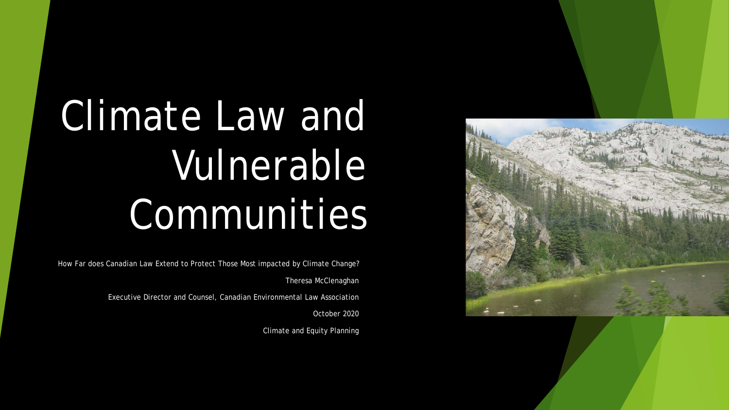# Climate Law and Vulnerable Communities

How Far does Canadian Law Extend to Protect Those Most impacted by Climate Change?

Theresa McClenaghan

Executive Director and Counsel, Canadian Environmental Law Association

October 2020

Climate and Equity Planning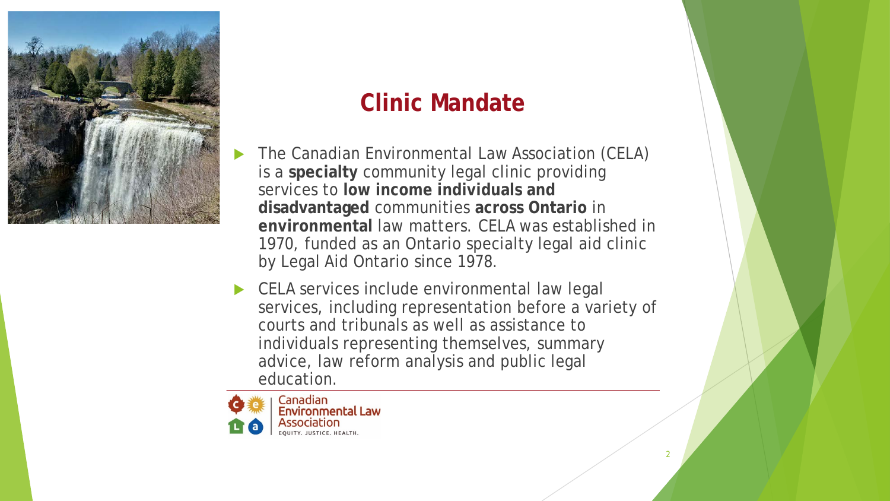## Clinic Mandate

- The Canadian Environmental Law Association (CELA) is a **specialty** community legal clinic providing services to **low income individuals and disadvantaged** communities **across Ontario** in **environmental** law matters. CELA was established in 1970, funded as an Ontario specialty legal aid clinic by Legal Aid Ontario since 1978.
- CELA services include environmental law legal services, including representation before a variety of courts and tribunals as well as assistance to individuals representing themselves, summary advice, law reform analysis and public legal education.

Canadian Environmental Law Association
EQUITY. JUSTICE. HEALTH.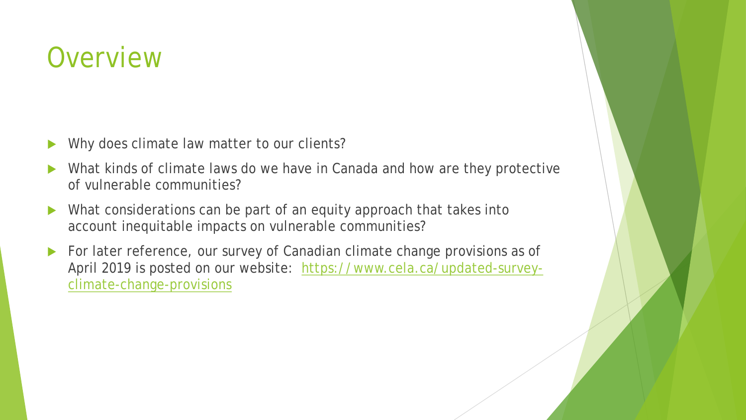# Overview

- Why does climate law matter to our clients?
- What kinds of climate laws do we have in Canada and how are they protective of vulnerable communities?
- What considerations can be part of an equity approach that takes into account inequitable impacts on vulnerable communities?
- For later reference, our survey of Canadian climate change provisions as of April 2019 is posted on our website: [https://www.cela.ca/updated-survey-climate-change-provisions](https://www.cela.ca/updated-survey-climate-change-provisions)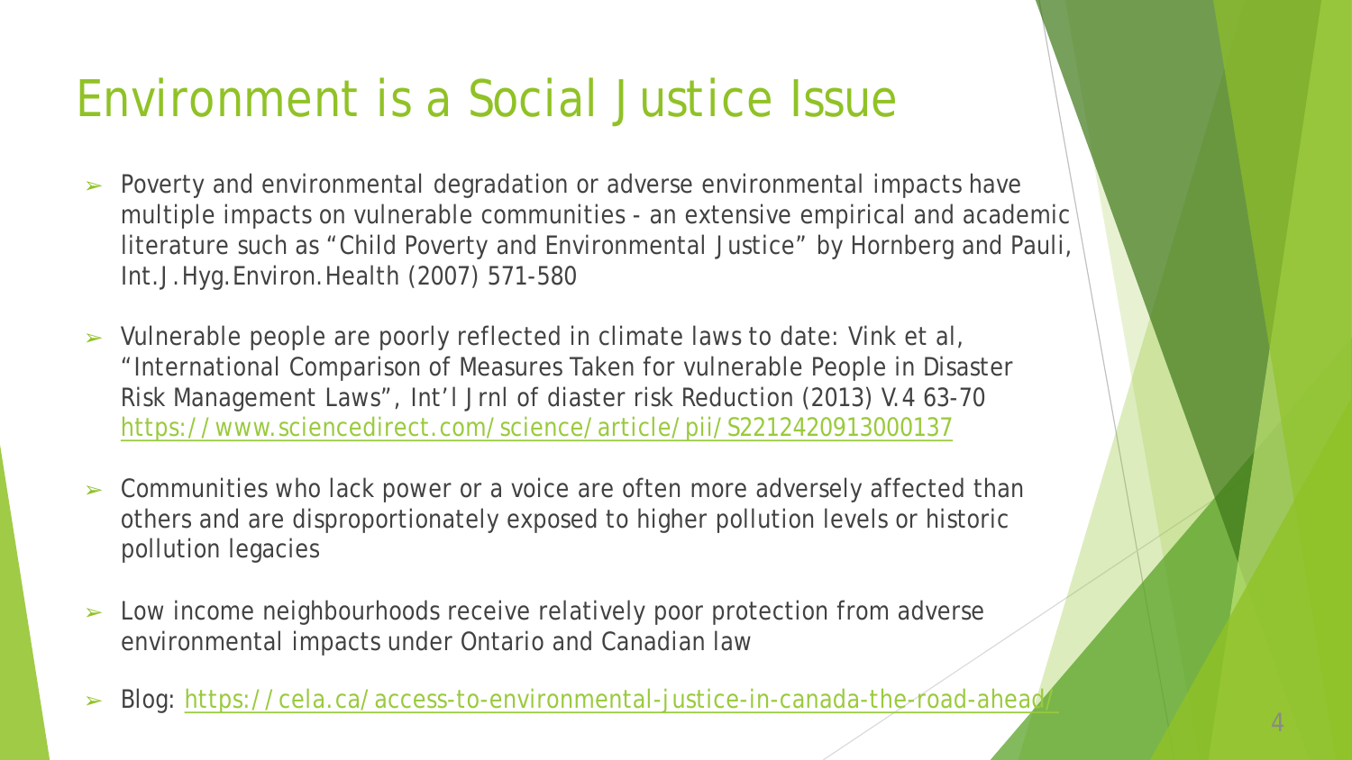# Environment is a Social Justice Issue

- Poverty and environmental degradation or adverse environmental impacts have multiple impacts on vulnerable communities - an extensive empirical and academic literature such as "Child Poverty and Environmental Justice" by Hornberg and Pauli, Int.J.Hyg.Environ.Health (2007) 571-580
- Vulnerable people are poorly reflected in climate laws to date: Vink et al, "International Comparison of Measures Taken for vulnerable People in Disaster Risk Management Laws", Int'l Jrnl of diaster risk Reduction (2013) V.4 63-70 https://www.sciencedirect.com/science/article/pii/S2212420913000137
- Communities who lack power or a voice are often more adversely affected than others and are disproportionately exposed to higher pollution levels or historic pollution legacies
- Low income neighbourhoods receive relatively poor protection from adverse environmental impacts under Ontario and Canadian law
- Blog: https://cela.ca/access-to-environmental-justice-in-canada-the-road-ahead/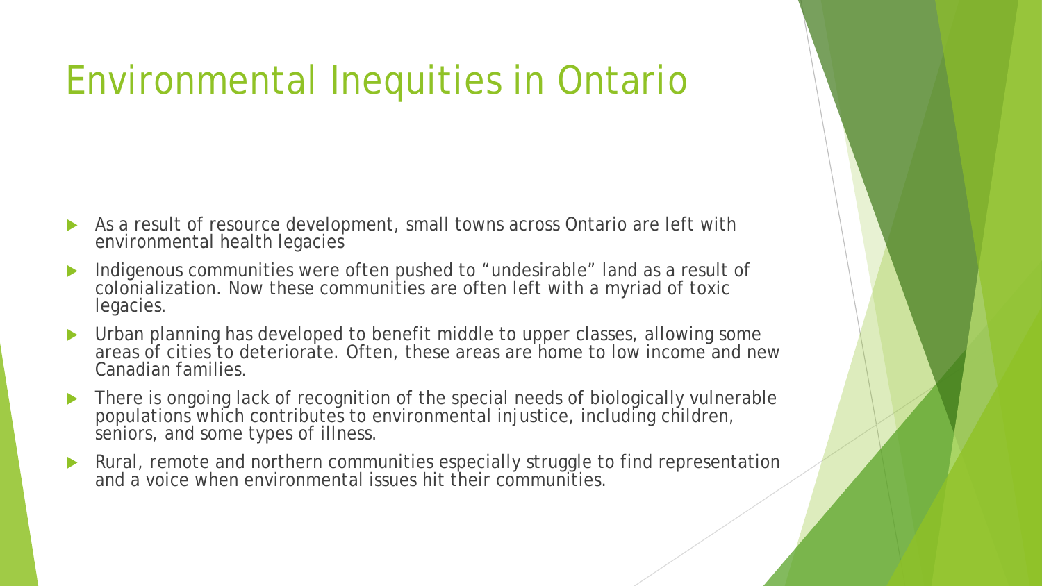# Environmental Inequities in Ontario

- As a result of resource development, small towns across Ontario are left with environmental health legacies
- Indigenous communities were often pushed to "undesirable" land as a result of colonialization. Now these communities are often left with a myriad of toxic legacies.
- Urban planning has developed to benefit middle to upper classes, allowing some areas of cities to deteriorate. Often, these areas are home to low income and new Canadian families.
- There is ongoing lack of recognition of the special needs of biologically vulnerable populations which contributes to environmental injustice, including children, seniors, and some types of illness.
- Rural, remote and northern communities especially struggle to find representation and a voice when environmental issues hit their communities.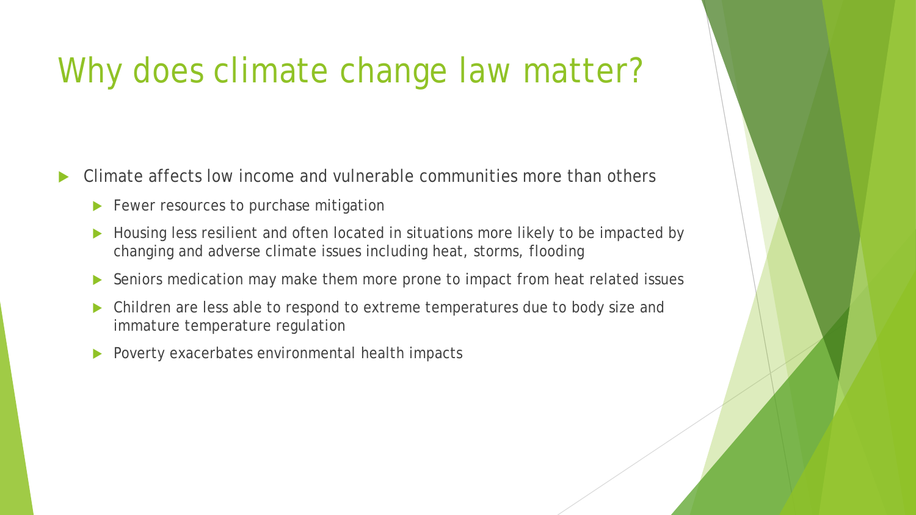# Why does climate change law matter?

- Climate affects low income and vulnerable communities more than others
  - Fewer resources to purchase mitigation
  - Housing less resilient and often located in situations more likely to be impacted by changing and adverse climate issues including heat, storms, flooding
  - Seniors medication may make them more prone to impact from heat related issues
  - Children are less able to respond to extreme temperatures due to body size and immature temperature regulation
  - Poverty exacerbates environmental health impacts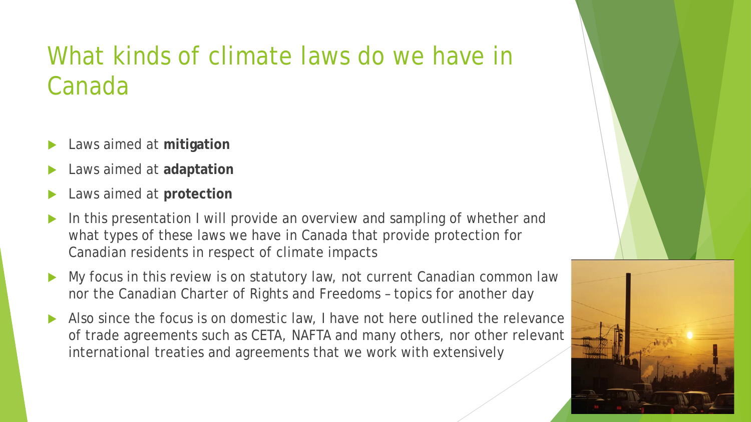# What kinds of climate laws do we have in Canada

- Laws aimed at **mitigation**
- Laws aimed at **adaptation**
- Laws aimed at **protection**
- In this presentation I will provide an overview and sampling of whether and what types of these laws we have in Canada that provide protection for Canadian residents in respect of climate impacts
- My focus in this review is on statutory law, not current Canadian common law nor the Canadian Charter of Rights and Freedoms – topics for another day
- Also since the focus is on domestic law, I have not here outlined the relevance of trade agreements such as CETA, NAFTA and many others, nor other relevant international treaties and agreements that we work with extensively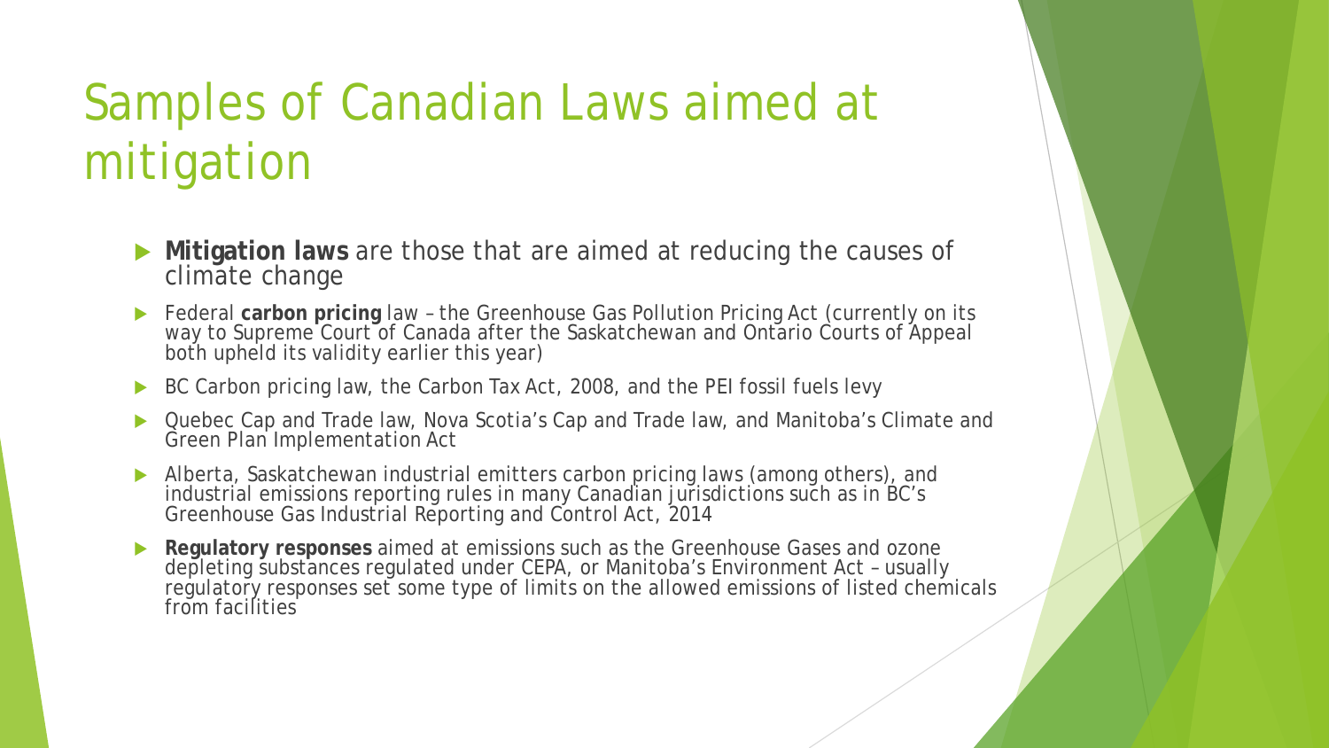# Samples of Canadian Laws aimed at mitigation

- **Mitigation laws** are those that are aimed at reducing the causes of climate change
- Federal **carbon pricing** law – the Greenhouse Gas Pollution Pricing Act (currently on its way to Supreme Court of Canada after the Saskatchewan and Ontario Courts of Appeal both upheld its validity earlier this year)
- BC Carbon pricing law, the Carbon Tax Act, 2008, and the PEI fossil fuels levy
- Quebec Cap and Trade law, Nova Scotia's Cap and Trade law, and Manitoba's Climate and Green Plan Implementation Act
- Alberta, Saskatchewan industrial emitters carbon pricing laws (among others), and industrial emissions reporting rules in many Canadian jurisdictions such as in BC's Greenhouse Gas Industrial Reporting and Control Act, 2014
- **Regulatory responses** aimed at emissions such as the Greenhouse Gases and ozone depleting substances regulated under CEPA, or Manitoba's Environment Act – usually regulatory responses set some type of limits on the allowed emissions of listed chemicals from facilities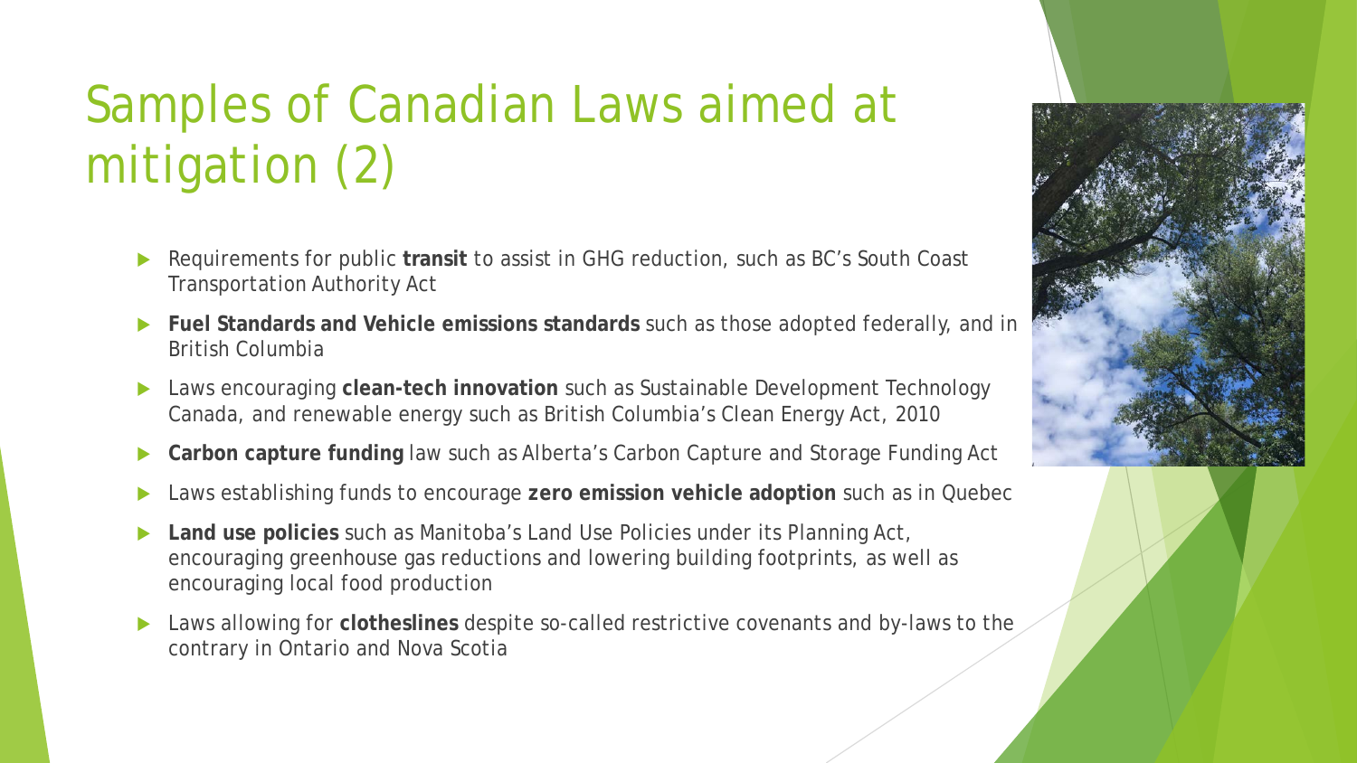# Samples of Canadian Laws aimed at mitigation (2)

- Requirements for public **transit** to assist in GHG reduction, such as BC's South Coast Transportation Authority Act
- **Fuel Standards and Vehicle emissions standards** such as those adopted federally, and in British Columbia
- Laws encouraging **clean-tech innovation** such as Sustainable Development Technology Canada, and renewable energy such as British Columbia's Clean Energy Act, 2010
- **Carbon capture funding** law such as Alberta's Carbon Capture and Storage Funding Act
- Laws establishing funds to encourage **zero emission vehicle adoption** such as in Quebec
- **Land use policies** such as Manitoba's Land Use Policies under its Planning Act, encouraging greenhouse gas reductions and lowering building footprints, as well as encouraging local food production
- Laws allowing for **clotheslines** despite so-called restrictive covenants and by-laws to the contrary in Ontario and Nova Scotia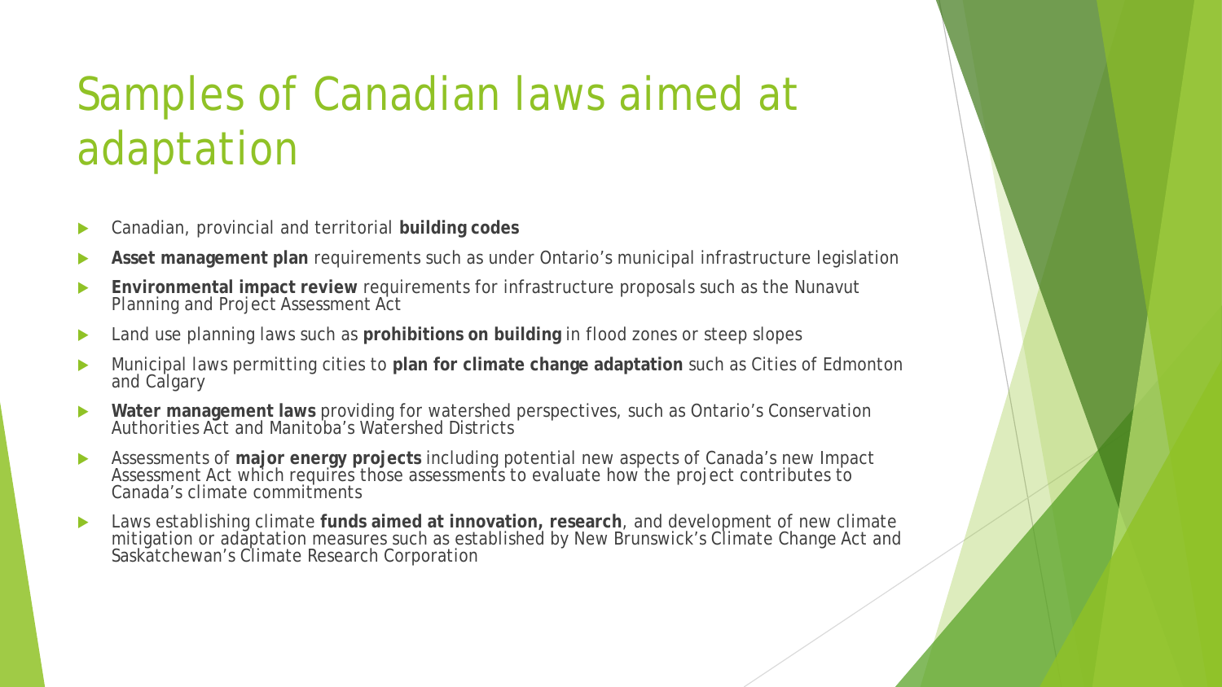# Samples of Canadian laws aimed at adaptation

- Canadian, provincial and territorial **building codes**
- **Asset management plan** requirements such as under Ontario's municipal infrastructure legislation
- **Environmental impact review** requirements for infrastructure proposals such as the Nunavut Planning and Project Assessment Act
- Land use planning laws such as **prohibitions on building** in flood zones or steep slopes
- Municipal laws permitting cities to **plan for climate change adaptation** such as Cities of Edmonton and Calgary
- **Water management laws** providing for watershed perspectives, such as Ontario's Conservation Authorities Act and Manitoba's Watershed Districts
- Assessments of **major energy projects** including potential new aspects of Canada's new Impact Assessment Act which requires those assessments to evaluate how the project contributes to Canada's climate commitments
- Laws establishing climate **funds aimed at innovation, research**, and development of new climate mitigation or adaptation measures such as established by New Brunswick's Climate Change Act and Saskatchewan's Climate Research Corporation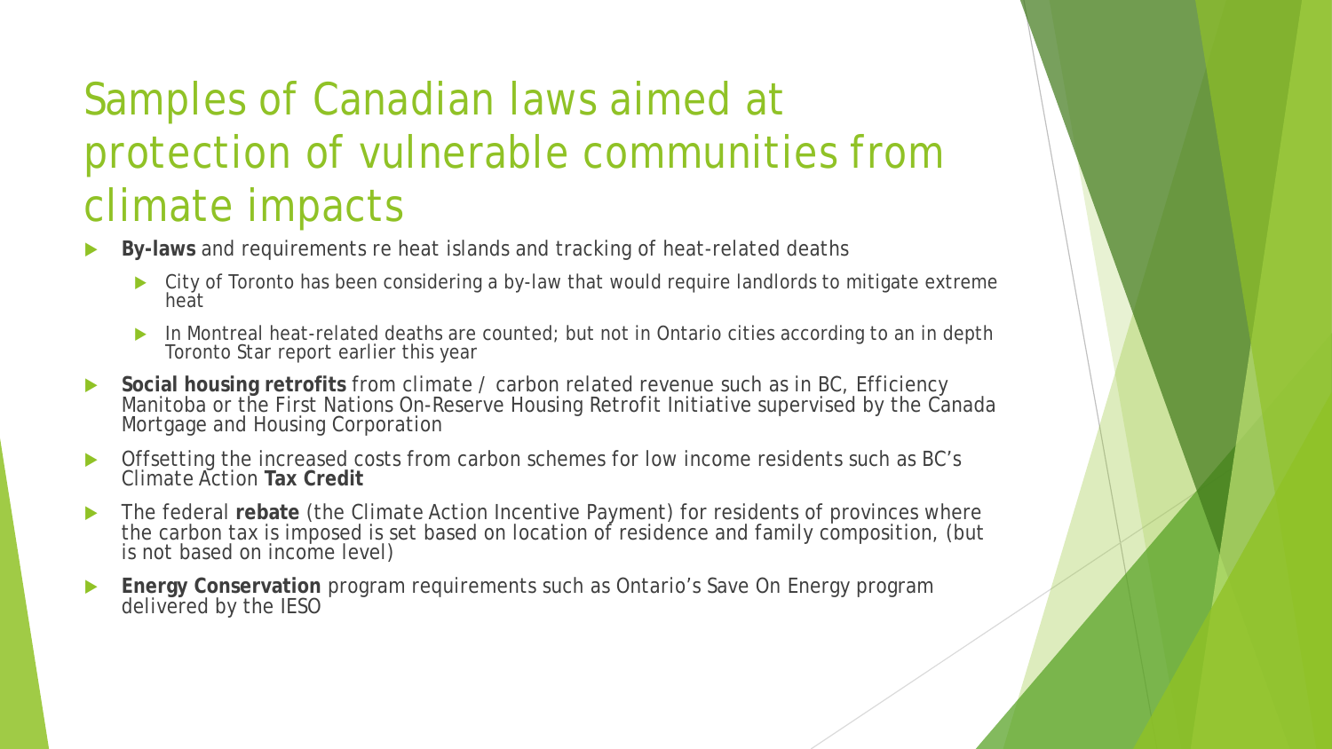# Samples of Canadian laws aimed at protection of vulnerable communities from climate impacts

- **By-laws** and requirements re heat islands and tracking of heat-related deaths
  - City of Toronto has been considering a by-law that would require landlords to mitigate extreme heat
  - In Montreal heat-related deaths are counted; but not in Ontario cities according to an in depth Toronto Star report earlier this year
- **Social housing retrofits** from climate / carbon related revenue such as in BC, Efficiency Manitoba or the First Nations On-Reserve Housing Retrofit Initiative supervised by the Canada Mortgage and Housing Corporation
- Offsetting the increased costs from carbon schemes for low income residents such as BC's Climate Action **Tax Credit**
- The federal **rebate** (the Climate Action Incentive Payment) for residents of provinces where the carbon tax is imposed is set based on location of residence and family composition, (but is not based on income level)
- **Energy Conservation** program requirements such as Ontario's Save On Energy program delivered by the IESO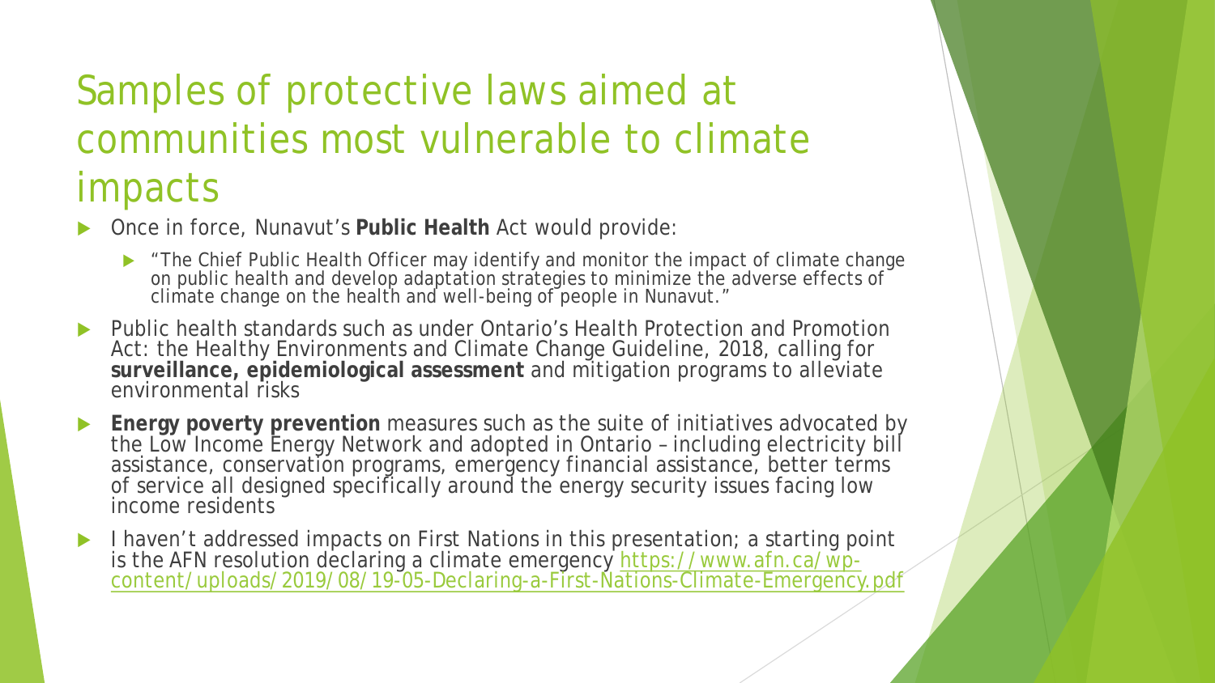# Samples of protective laws aimed at communities most vulnerable to climate impacts

- Once in force, Nunavut's **Public Health** Act would provide:
  - "The Chief Public Health Officer may identify and monitor the impact of climate change on public health and develop adaptation strategies to minimize the adverse effects of climate change on the health and well-being of people in Nunavut."
- Public health standards such as under Ontario's Health Protection and Promotion Act: the Healthy Environments and Climate Change Guideline, 2018, calling for **surveillance, epidemiological assessment** and mitigation programs to alleviate environmental risks
- **Energy poverty prevention** measures such as the suite of initiatives advocated by the Low Income Energy Network and adopted in Ontario – including electricity bill assistance, conservation programs, emergency financial assistance, better terms of service all designed specifically around the energy security issues facing low income residents
- I haven't addressed impacts on First Nations in this presentation; a starting point is the AFN resolution declaring a climate emergency https://www.afn.ca/wp-content/uploads/2019/08/19-05-Declaring-a-First-Nations-Climate-Emergency.pdf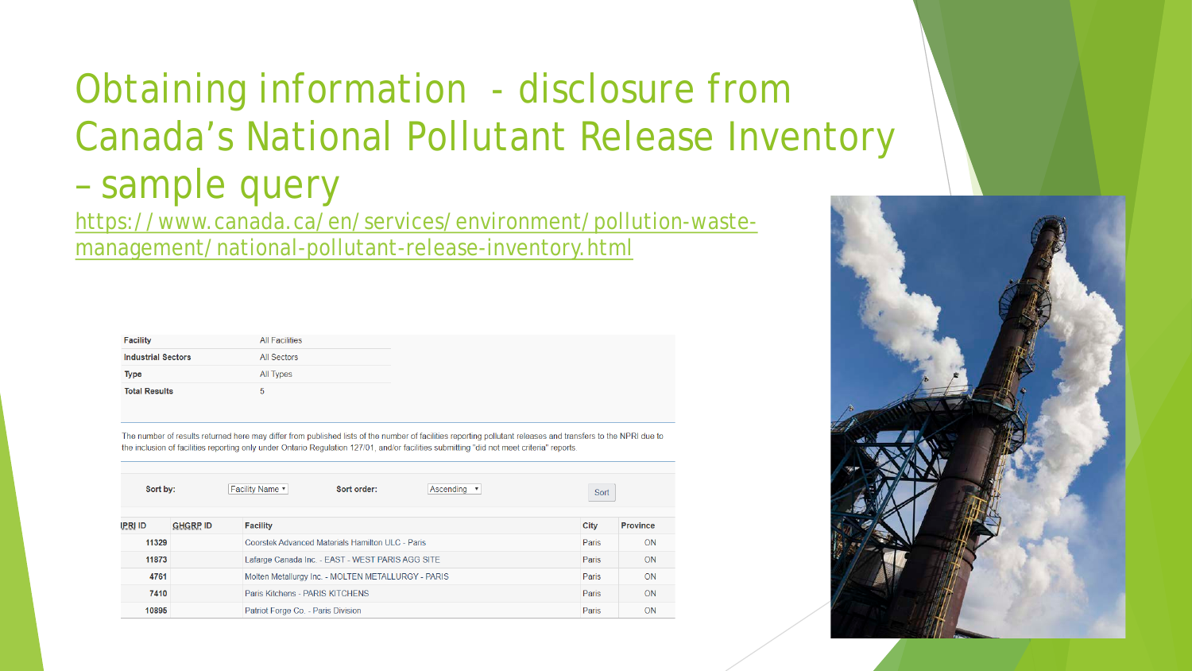# Obtaining information - disclosure from Canada's National Pollutant Release Inventory – sample query

https://www.canada.ca/en/services/environment/pollution-waste-management/national-pollutant-release-inventory.html

| | |
|---|---|
| **Facility** | All Facilities |
| **Industrial Sectors** | All Sectors |
| **Type** | All Types |
| **Total Results** | 5 |

The number of results returned here may differ from published lists of the number of facilities reporting pollutant releases and transfers to the NPRI due to the inclusion of facilities reporting only under Ontario Regulation 127/01, and/or facilities submitting "did not meet criteria" reports.

**Sort by:** Facility Name **Sort order:** Ascending Sort

| NPRI ID | GHGRP ID | Facility | City | Province |
|---|---|---|---|---|
| 11329 | | Coorstek Advanced Materials Hamilton ULC - Paris | Paris | ON |
| 11873 | | Lafarge Canada Inc. - EAST - WEST PARIS AGG SITE | Paris | ON |
| 4761 | | Molten Metallurgy Inc. - MOLTEN METALLURGY - PARIS | Paris | ON |
| 7410 | | Paris Kitchens - PARIS KITCHENS | Paris | ON |
| 10895 | | Patriot Forge Co. - Paris Division | Paris | ON |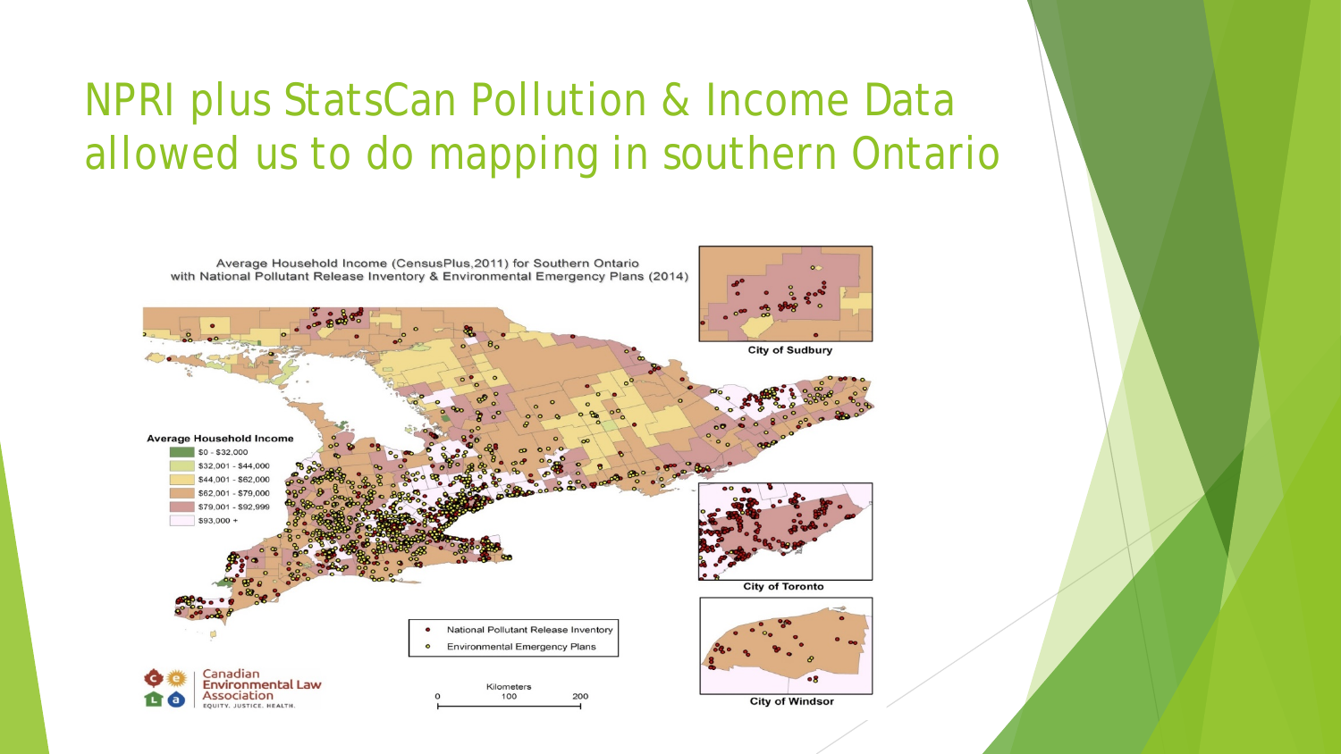# NPRI plus StatsCan Pollution & Income Data allowed us to do mapping in southern Ontario

Average Household Income (CensusPlus,2011) for Southern Ontario
with National Pollutant Release Inventory & Environmental Emergency Plans (2014)

**Average Household Income**

- $0 - $32,000
- $32,001 - $44,000
- $44,001 - $62,000
- $62,001 - $79,000
- $79,001 - $92,999
- $93,000 +

- National Pollutant Release Inventory
- Environmental Emergency Plans

Kilometers
0 100 200

City of Sudbury

City of Toronto

City of Windsor

Canadian Environmental Law Association
EQUITY. JUSTICE. HEALTH.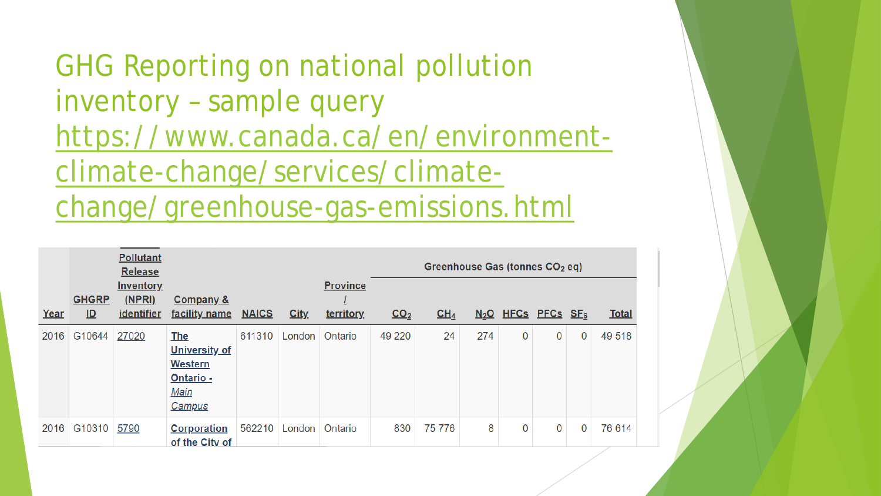# GHG Reporting on national pollution inventory – sample query

https://www.canada.ca/en/environment-climate-change/services/climate-change/greenhouse-gas-emissions.html

| Year | GHGRP ID | Pollutant Release Inventory (NPRI) identifier | Company & facility name | NAICS | City | Province / territory | Greenhouse Gas (tonnes $CO_2$ eq) | | | | | | |
|---|---|---|---|---|---|---|---|---|---|---|---|---|---|
| | | | | | | | $CO_2$ | $CH_4$ | $N_2O$ | HFCs | PFCs | $SF_6$ | Total |
| 2016 | G10644 | 27020 | The University of Western Ontario - Main Campus | 611310 | London | Ontario | 49 220 | 24 | 274 | 0 | 0 | 0 | 49 518 |
| 2016 | G10310 | 5790 | Corporation of the City of | 562210 | London | Ontario | 830 | 75 776 | 8 | 0 | 0 | 0 | 76 614 |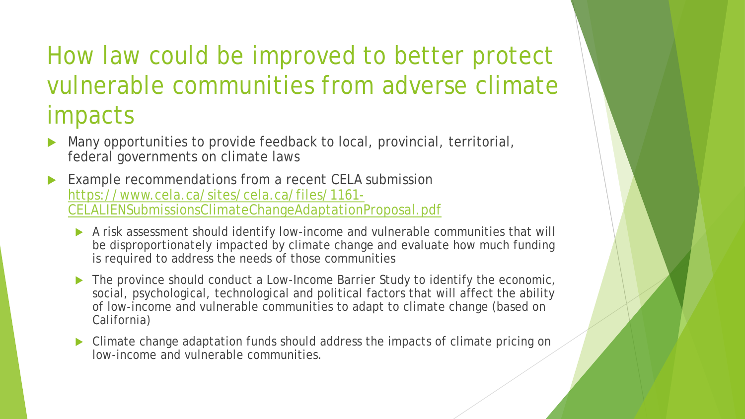# How law could be improved to better protect vulnerable communities from adverse climate impacts

- Many opportunities to provide feedback to local, provincial, territorial, federal governments on climate laws
- Example recommendations from a recent CELA submission https://www.cela.ca/sites/cela.ca/files/1161-CELALIENSubmissionsClimateChangeAdaptationProposal.pdf
  - A risk assessment should identify low-income and vulnerable communities that will be disproportionately impacted by climate change and evaluate how much funding is required to address the needs of those communities
  - The province should conduct a Low-Income Barrier Study to identify the economic, social, psychological, technological and political factors that will affect the ability of low-income and vulnerable communities to adapt to climate change (based on California)
  - Climate change adaptation funds should address the impacts of climate pricing on low-income and vulnerable communities.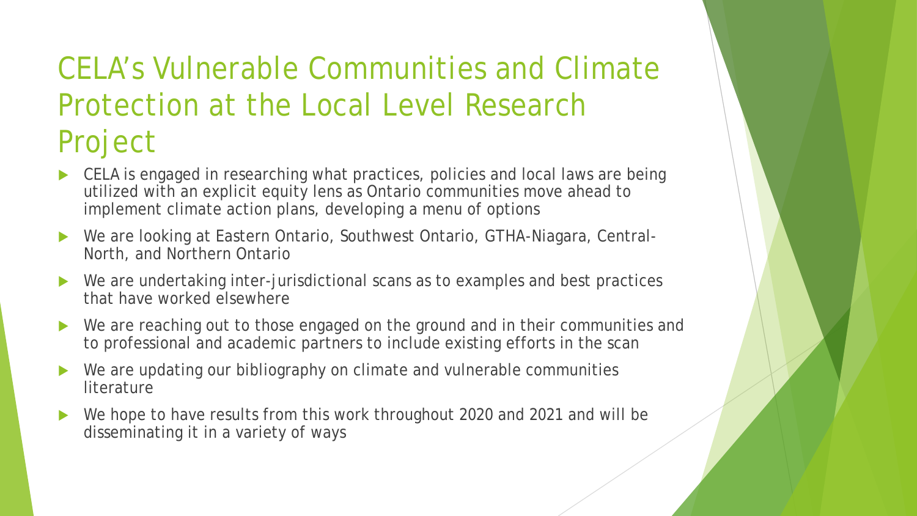# CELA's Vulnerable Communities and Climate Protection at the Local Level Research Project

- CELA is engaged in researching what practices, policies and local laws are being utilized with an explicit equity lens as Ontario communities move ahead to implement climate action plans, developing a menu of options
- We are looking at Eastern Ontario, Southwest Ontario, GTHA-Niagara, Central-North, and Northern Ontario
- We are undertaking inter-jurisdictional scans as to examples and best practices that have worked elsewhere
- We are reaching out to those engaged on the ground and in their communities and to professional and academic partners to include existing efforts in the scan
- We are updating our bibliography on climate and vulnerable communities literature
- We hope to have results from this work throughout 2020 and 2021 and will be disseminating it in a variety of ways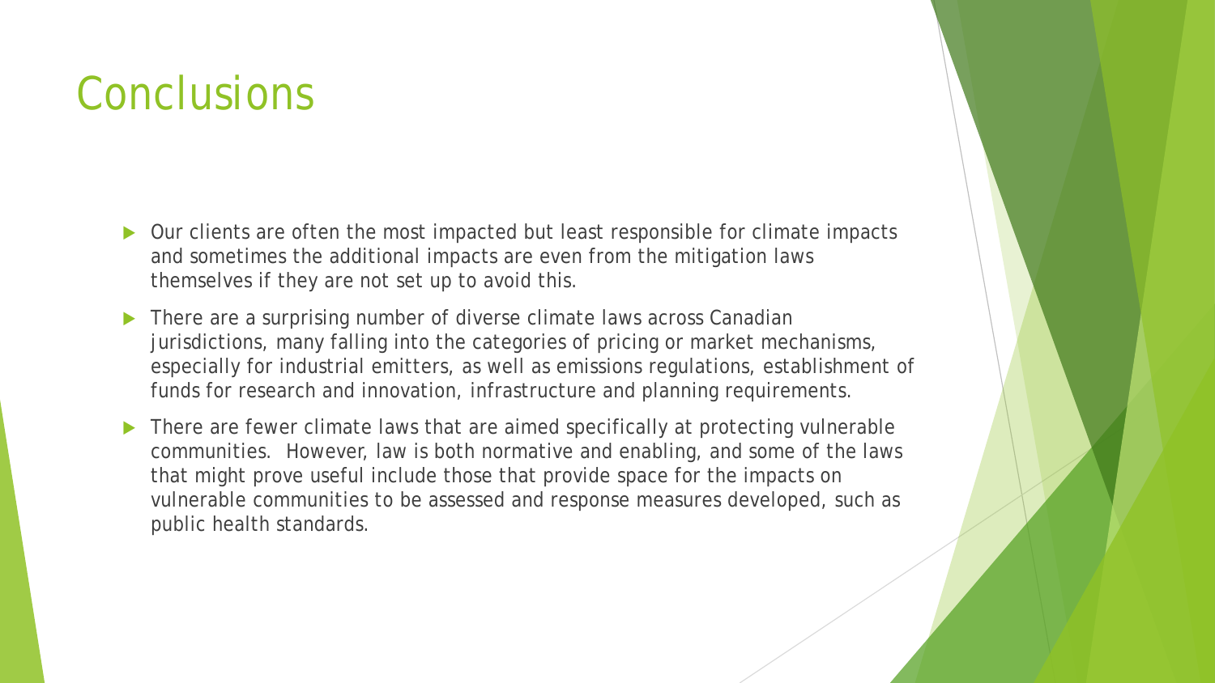# Conclusions

- Our clients are often the most impacted but least responsible for climate impacts and sometimes the additional impacts are even from the mitigation laws themselves if they are not set up to avoid this.
- There are a surprising number of diverse climate laws across Canadian jurisdictions, many falling into the categories of pricing or market mechanisms, especially for industrial emitters, as well as emissions regulations, establishment of funds for research and innovation, infrastructure and planning requirements.
- There are fewer climate laws that are aimed specifically at protecting vulnerable communities. However, law is both normative and enabling, and some of the laws that might prove useful include those that provide space for the impacts on vulnerable communities to be assessed and response measures developed, such as public health standards.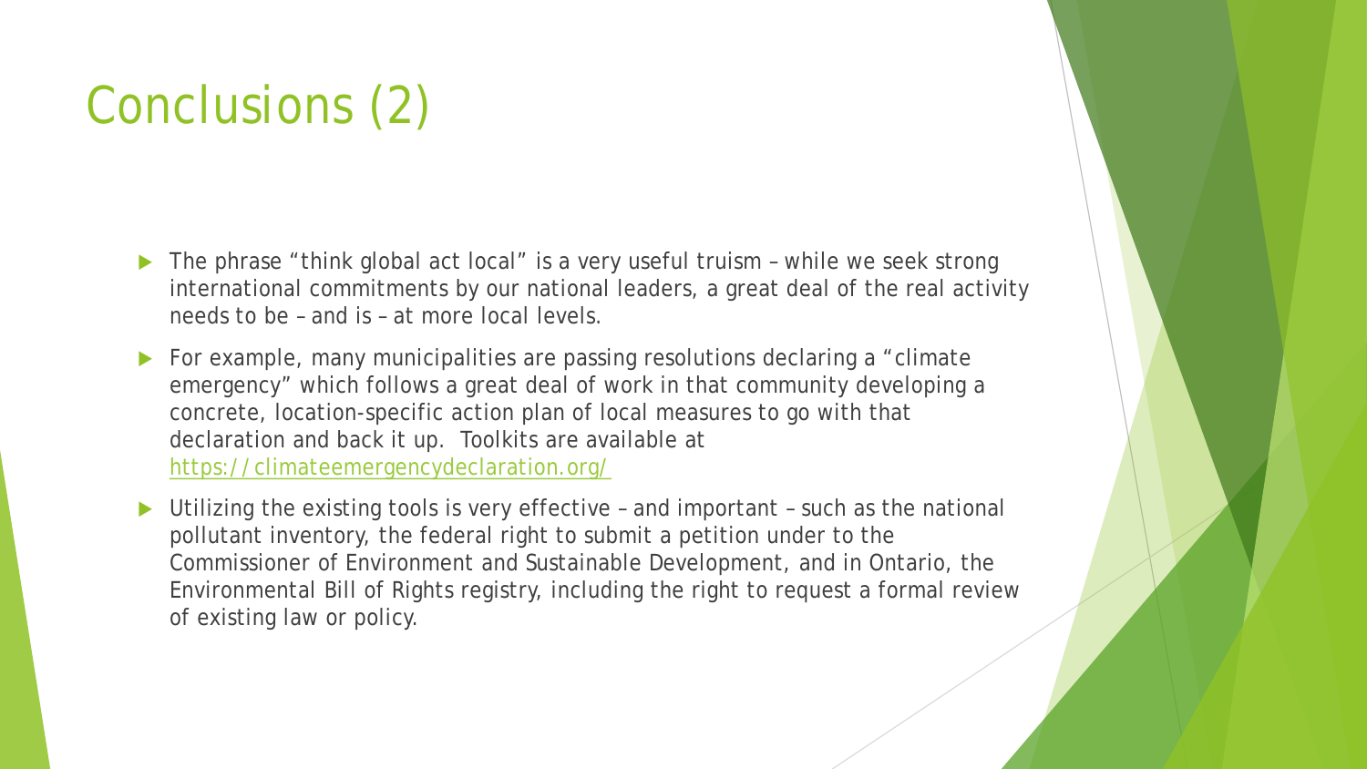# Conclusions (2)

- The phrase "think global act local" is a very useful truism – while we seek strong international commitments by our national leaders, a great deal of the real activity needs to be – and is – at more local levels.
- For example, many municipalities are passing resolutions declaring a "climate emergency" which follows a great deal of work in that community developing a concrete, location-specific action plan of local measures to go with that declaration and back it up. Toolkits are available at https://climateemergencydeclaration.org/
- Utilizing the existing tools is very effective – and important – such as the national pollutant inventory, the federal right to submit a petition under to the Commissioner of Environment and Sustainable Development, and in Ontario, the Environmental Bill of Rights registry, including the right to request a formal review of existing law or policy.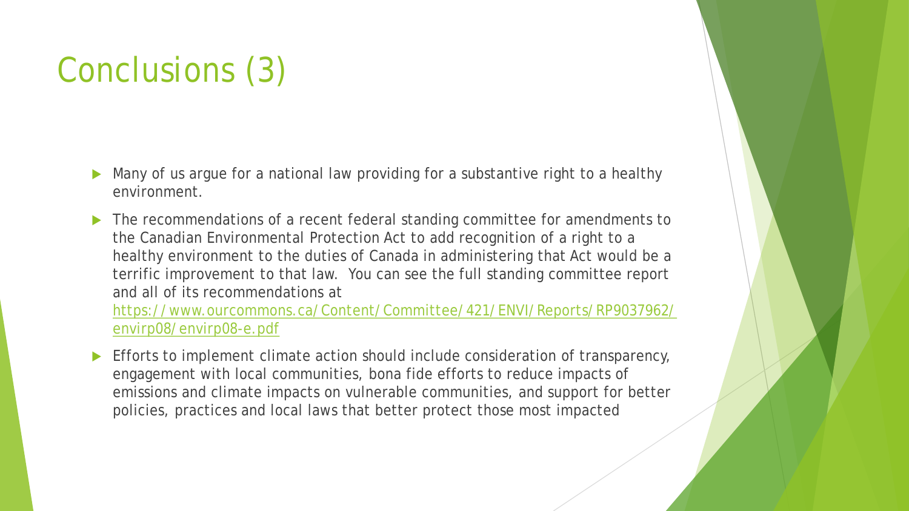# Conclusions (3)

- Many of us argue for a national law providing for a substantive right to a healthy environment.
- The recommendations of a recent federal standing committee for amendments to the Canadian Environmental Protection Act to add recognition of a right to a healthy environment to the duties of Canada in administering that Act would be a terrific improvement to that law. You can see the full standing committee report and all of its recommendations at https://www.ourcommons.ca/Content/Committee/421/ENVI/Reports/RP9037962/envirp08/envirp08-e.pdf
- Efforts to implement climate action should include consideration of transparency, engagement with local communities, bona fide efforts to reduce impacts of emissions and climate impacts on vulnerable communities, and support for better policies, practices and local laws that better protect those most impacted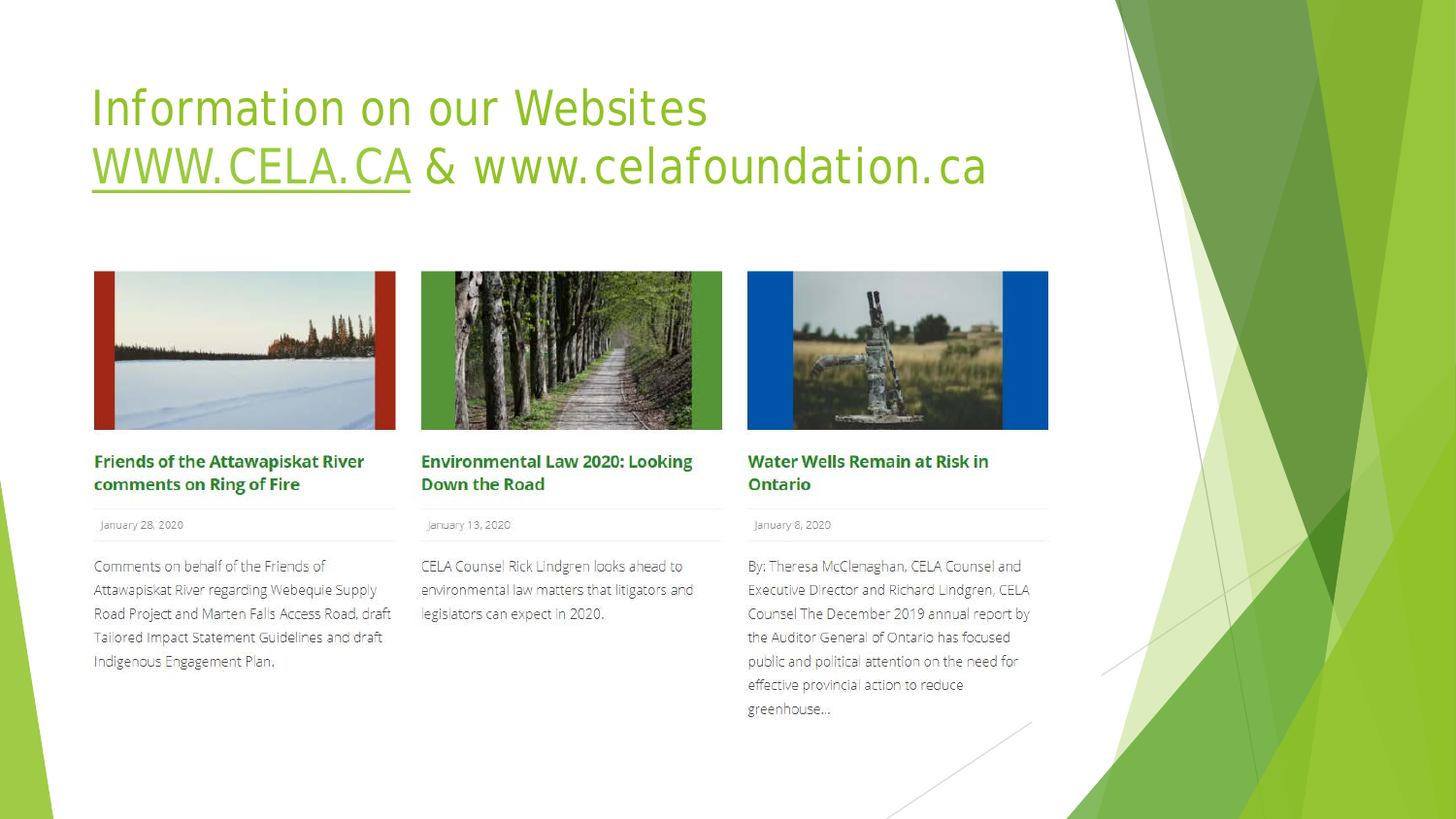# Information on our Websites WWW.CELA.CA & www.celafoundation.ca

### Friends of the Attawapiskat River comments on Ring of Fire

January 28, 2020

Comments on behalf of the Friends of Attawapiskat River regarding Webequie Supply Road Project and Marten Falls Access Road, draft Tailored Impact Statement Guidelines and draft Indigenous Engagement Plan.

### Environmental Law 2020: Looking Down the Road

January 13, 2020

CELA Counsel Rick Lindgren looks ahead to environmental law matters that litigators and legislators can expect in 2020.

### Water Wells Remain at Risk in Ontario

January 8, 2020

By: Theresa McClenaghan, CELA Counsel and Executive Director and Richard Lindgren, CELA Counsel The December 2019 annual report by the Auditor General of Ontario has focused public and political attention on the need for effective provincial action to reduce greenhouse...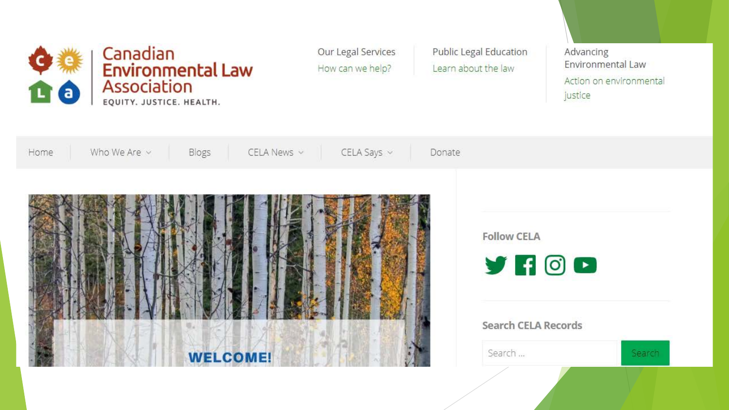# Canadian Environmental Law Association

EQUITY. JUSTICE. HEALTH.

Our Legal Services
How can we help?

Public Legal Education
Learn about the law

Advancing Environmental Law
Action on environmental justice

Home | Who We Are | Blogs | CELA News | CELA Says | Donate

WELCOME!

Follow CELA

Search CELA Records

Search ...

Search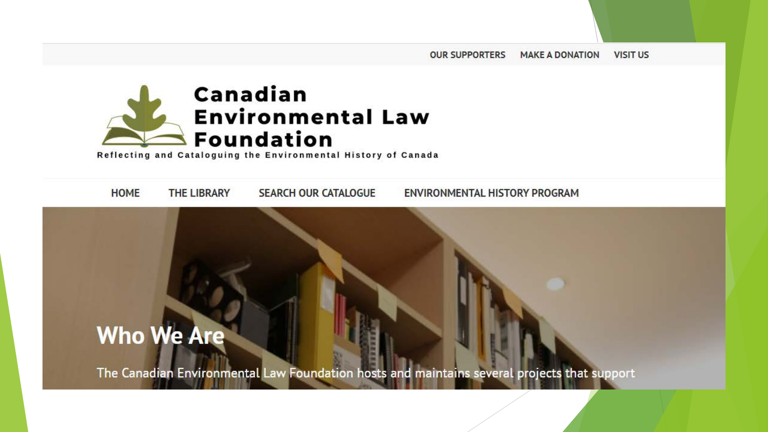OUR SUPPORTERS MAKE A DONATION VISIT US

# Canadian Environmental Law Foundation

Reflecting and Cataloguing the Environmental History of Canada

HOME THE LIBRARY SEARCH OUR CATALOGUE ENVIRONMENTAL HISTORY PROGRAM

## Who We Are

The Canadian Environmental Law Foundation hosts and maintains several projects that support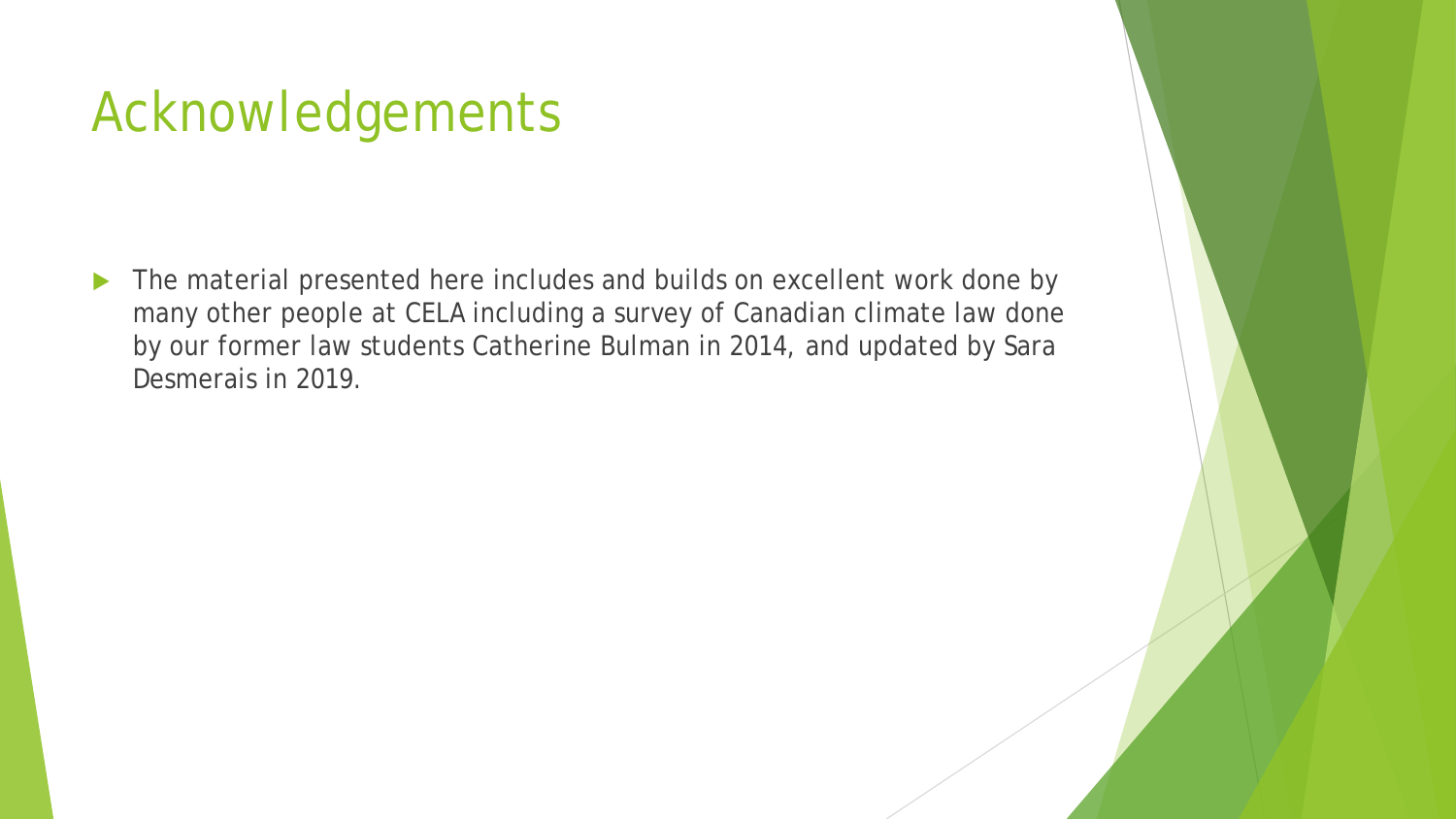# Acknowledgements

- The material presented here includes and builds on excellent work done by many other people at CELA including a survey of Canadian climate law done by our former law students Catherine Bulman in 2014, and updated by Sara Desmerais in 2019.